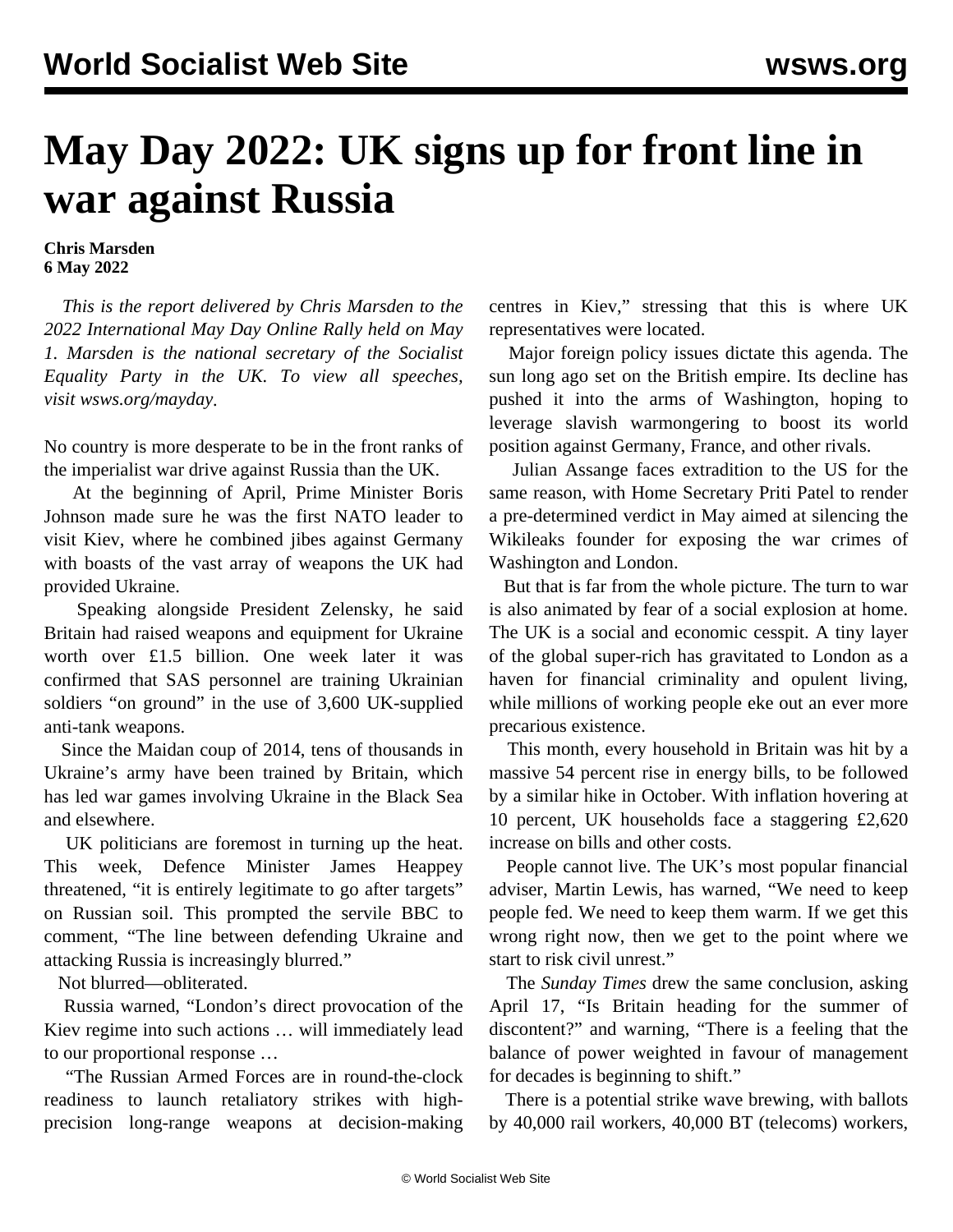# May Day 2022: UK signs up for front line in war against Russia

**Chris Marsden**
**6 May 2022**

*This is the report delivered by Chris Marsden to the 2022 International May Day Online Rally held on May 1. Marsden is the national secretary of the Socialist Equality Party in the UK. To view all speeches, visit wsws.org/mayday.*

No country is more desperate to be in the front ranks of the imperialist war drive against Russia than the UK.

At the beginning of April, Prime Minister Boris Johnson made sure he was the first NATO leader to visit Kiev, where he combined jibes against Germany with boasts of the vast array of weapons the UK had provided Ukraine.

Speaking alongside President Zelensky, he said Britain had raised weapons and equipment for Ukraine worth over £1.5 billion. One week later it was confirmed that SAS personnel are training Ukrainian soldiers "on ground" in the use of 3,600 UK-supplied anti-tank weapons.

Since the Maidan coup of 2014, tens of thousands in Ukraine's army have been trained by Britain, which has led war games involving Ukraine in the Black Sea and elsewhere.

UK politicians are foremost in turning up the heat. This week, Defence Minister James Heappey threatened, "it is entirely legitimate to go after targets" on Russian soil. This prompted the servile BBC to comment, "The line between defending Ukraine and attacking Russia is increasingly blurred."

Not blurred—obliterated.

Russia warned, "London's direct provocation of the Kiev regime into such actions … will immediately lead to our proportional response …

"The Russian Armed Forces are in round-the-clock readiness to launch retaliatory strikes with high-precision long-range weapons at decision-making centres in Kiev," stressing that this is where UK representatives were located.

Major foreign policy issues dictate this agenda. The sun long ago set on the British empire. Its decline has pushed it into the arms of Washington, hoping to leverage slavish warmongering to boost its world position against Germany, France, and other rivals.

Julian Assange faces extradition to the US for the same reason, with Home Secretary Priti Patel to render a pre-determined verdict in May aimed at silencing the Wikileaks founder for exposing the war crimes of Washington and London.

But that is far from the whole picture. The turn to war is also animated by fear of a social explosion at home. The UK is a social and economic cesspit. A tiny layer of the global super-rich has gravitated to London as a haven for financial criminality and opulent living, while millions of working people eke out an ever more precarious existence.

This month, every household in Britain was hit by a massive 54 percent rise in energy bills, to be followed by a similar hike in October. With inflation hovering at 10 percent, UK households face a staggering £2,620 increase on bills and other costs.

People cannot live. The UK's most popular financial adviser, Martin Lewis, has warned, "We need to keep people fed. We need to keep them warm. If we get this wrong right now, then we get to the point where we start to risk civil unrest."

The *Sunday Times* drew the same conclusion, asking April 17, "Is Britain heading for the summer of discontent?" and warning, "There is a feeling that the balance of power weighted in favour of management for decades is beginning to shift."

There is a potential strike wave brewing, with ballots by 40,000 rail workers, 40,000 BT (telecoms) workers,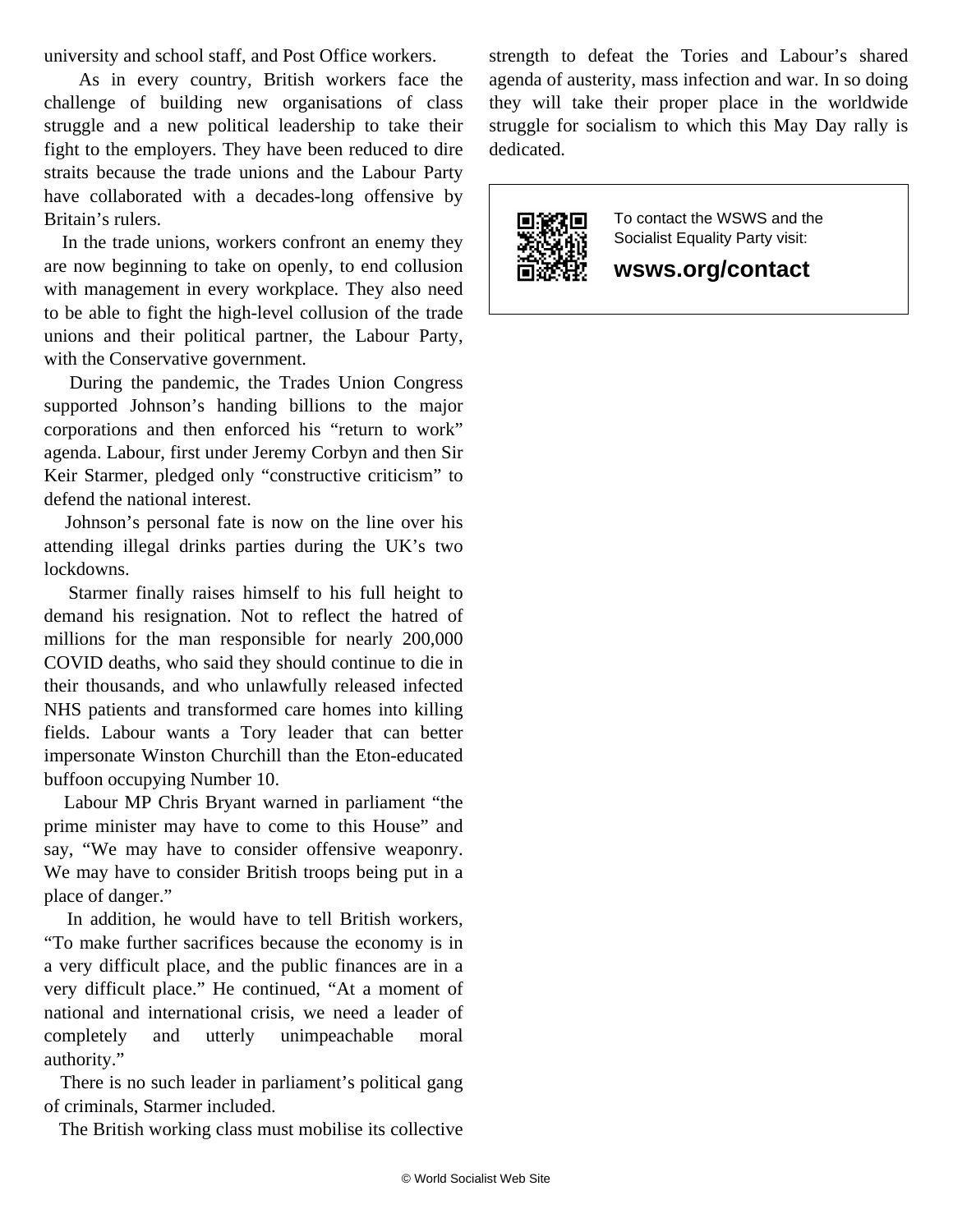university and school staff, and Post Office workers.

As in every country, British workers face the challenge of building new organisations of class struggle and a new political leadership to take their fight to the employers. They have been reduced to dire straits because the trade unions and the Labour Party have collaborated with a decades-long offensive by Britain's rulers.

In the trade unions, workers confront an enemy they are now beginning to take on openly, to end collusion with management in every workplace. They also need to be able to fight the high-level collusion of the trade unions and their political partner, the Labour Party, with the Conservative government.

During the pandemic, the Trades Union Congress supported Johnson's handing billions to the major corporations and then enforced his "return to work" agenda. Labour, first under Jeremy Corbyn and then Sir Keir Starmer, pledged only "constructive criticism" to defend the national interest.

Johnson's personal fate is now on the line over his attending illegal drinks parties during the UK's two lockdowns.

Starmer finally raises himself to his full height to demand his resignation. Not to reflect the hatred of millions for the man responsible for nearly 200,000 COVID deaths, who said they should continue to die in their thousands, and who unlawfully released infected NHS patients and transformed care homes into killing fields. Labour wants a Tory leader that can better impersonate Winston Churchill than the Eton-educated buffoon occupying Number 10.

Labour MP Chris Bryant warned in parliament "the prime minister may have to come to this House" and say, "We may have to consider offensive weaponry. We may have to consider British troops being put in a place of danger."

In addition, he would have to tell British workers, "To make further sacrifices because the economy is in a very difficult place, and the public finances are in a very difficult place." He continued, "At a moment of national and international crisis, we need a leader of completely and utterly unimpeachable moral authority."

There is no such leader in parliament's political gang of criminals, Starmer included.

The British working class must mobilise its collective strength to defeat the Tories and Labour's shared agenda of austerity, mass infection and war. In so doing they will take their proper place in the worldwide struggle for socialism to which this May Day rally is dedicated.

To contact the WSWS and the Socialist Equality Party visit:

**wsws.org/contact**